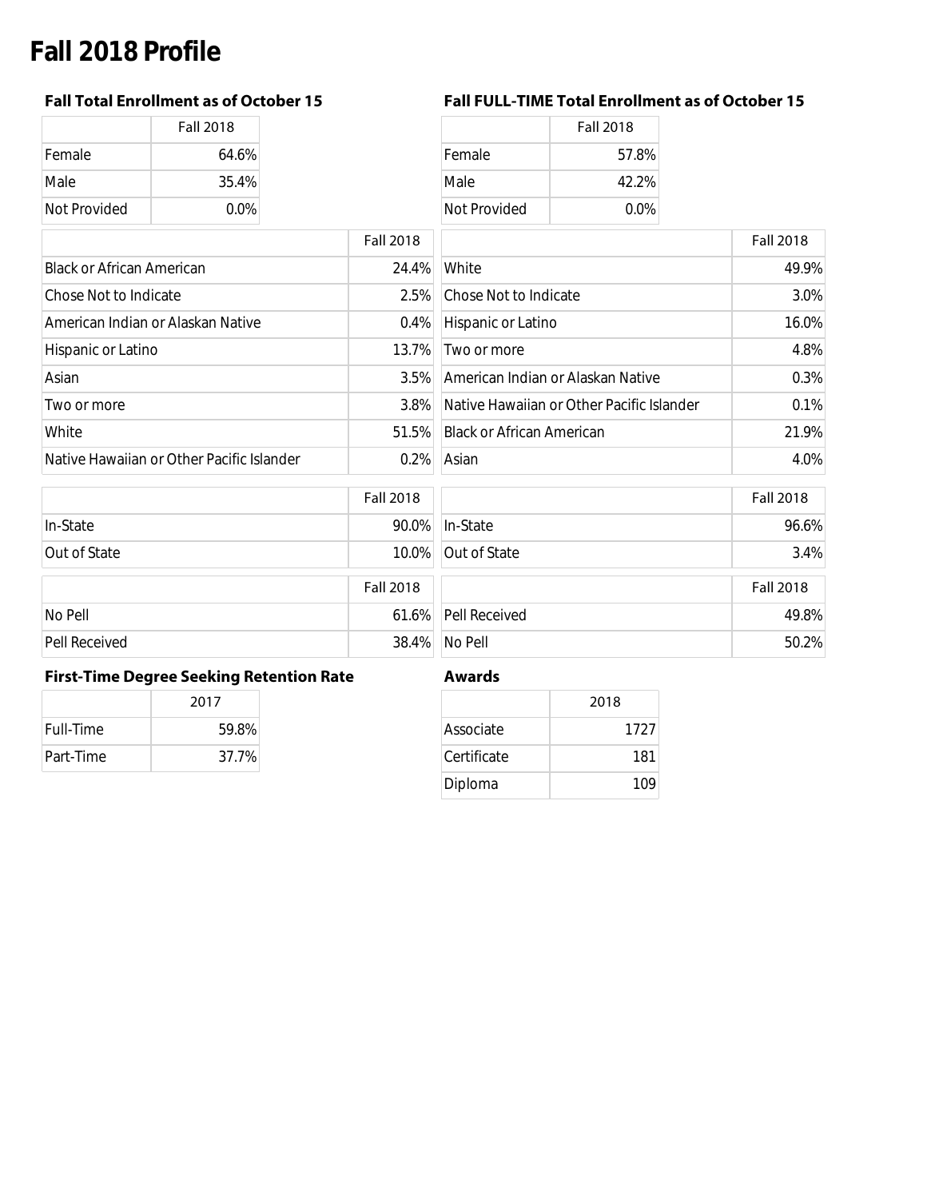# Fall 2018 Profile

### Fall Total Enrollment as of October 15

| | Fall 2018 |
|---|---|
| Female | 64.6% |
| Male | 35.4% |
| Not Provided | 0.0% |

| | Fall 2018 |
|---|---|
| Black or African American | 24.4% |
| Chose Not to Indicate | 2.5% |
| American Indian or Alaskan Native | 0.4% |
| Hispanic or Latino | 13.7% |
| Asian | 3.5% |
| Two or more | 3.8% |
| White | 51.5% |
| Native Hawaiian or Other Pacific Islander | 0.2% |

| | Fall 2018 |
|---|---|
| In-State | 90.0% |
| Out of State | 10.0% |

| | Fall 2018 |
|---|---|
| No Pell | 61.6% |
| Pell Received | 38.4% |

### Fall FULL-TIME Total Enrollment as of October 15

| | Fall 2018 |
|---|---|
| Female | 57.8% |
| Male | 42.2% |
| Not Provided | 0.0% |

| | Fall 2018 |
|---|---|
| White | 49.9% |
| Chose Not to Indicate | 3.0% |
| Hispanic or Latino | 16.0% |
| Two or more | 4.8% |
| American Indian or Alaskan Native | 0.3% |
| Native Hawaiian or Other Pacific Islander | 0.1% |
| Black or African American | 21.9% |
| Asian | 4.0% |

| | Fall 2018 |
|---|---|
| In-State | 96.6% |
| Out of State | 3.4% |

| | Fall 2018 |
|---|---|
| Pell Received | 49.8% |
| No Pell | 50.2% |

### First-Time Degree Seeking Retention Rate

| | 2017 |
|---|---|
| Full-Time | 59.8% |
| Part-Time | 37.7% |

### Awards

| | 2018 |
|---|---|
| Associate | 1727 |
| Certificate | 181 |
| Diploma | 109 |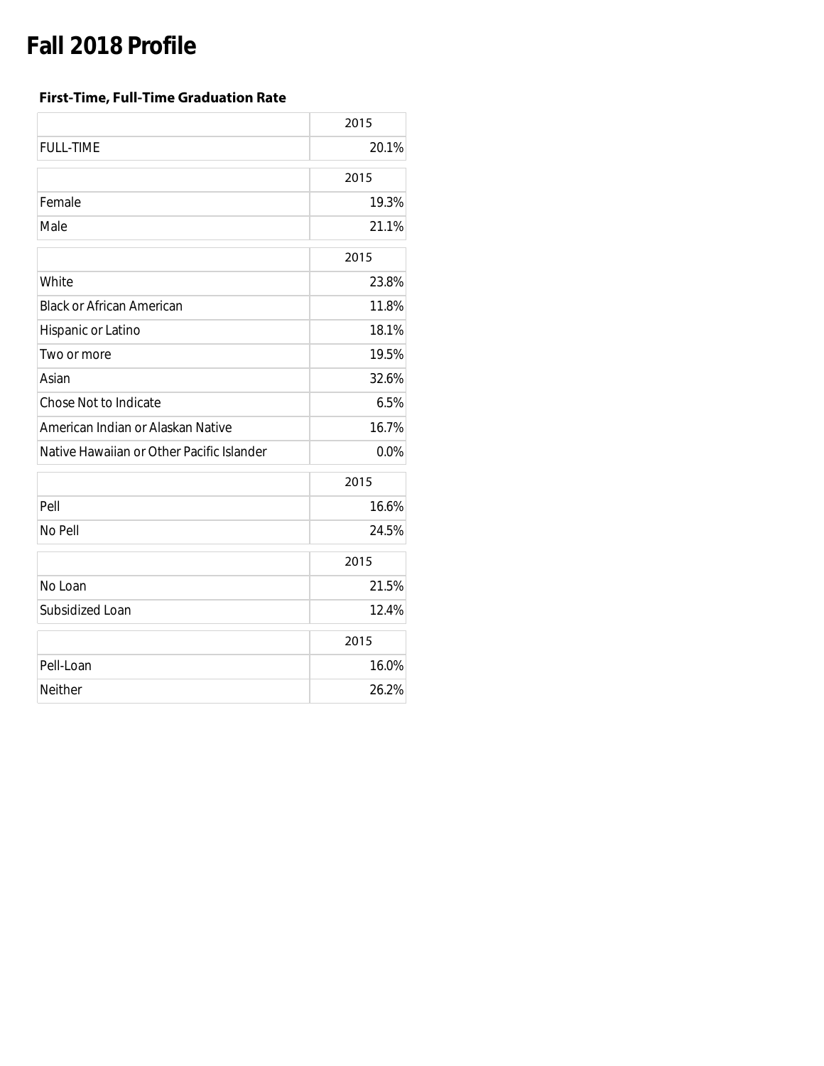# Fall 2018 Profile

### First-Time, Full-Time Graduation Rate

| | 2015 |
|---|---|
| FULL-TIME | 20.1% |

| | 2015 |
|---|---|
| Female | 19.3% |
| Male | 21.1% |

| | 2015 |
|---|---|
| White | 23.8% |
| Black or African American | 11.8% |
| Hispanic or Latino | 18.1% |
| Two or more | 19.5% |
| Asian | 32.6% |
| Chose Not to Indicate | 6.5% |
| American Indian or Alaskan Native | 16.7% |
| Native Hawaiian or Other Pacific Islander | 0.0% |

| | 2015 |
|---|---|
| Pell | 16.6% |
| No Pell | 24.5% |

| | 2015 |
|---|---|
| No Loan | 21.5% |
| Subsidized Loan | 12.4% |

| | 2015 |
|---|---|
| Pell-Loan | 16.0% |
| Neither | 26.2% |